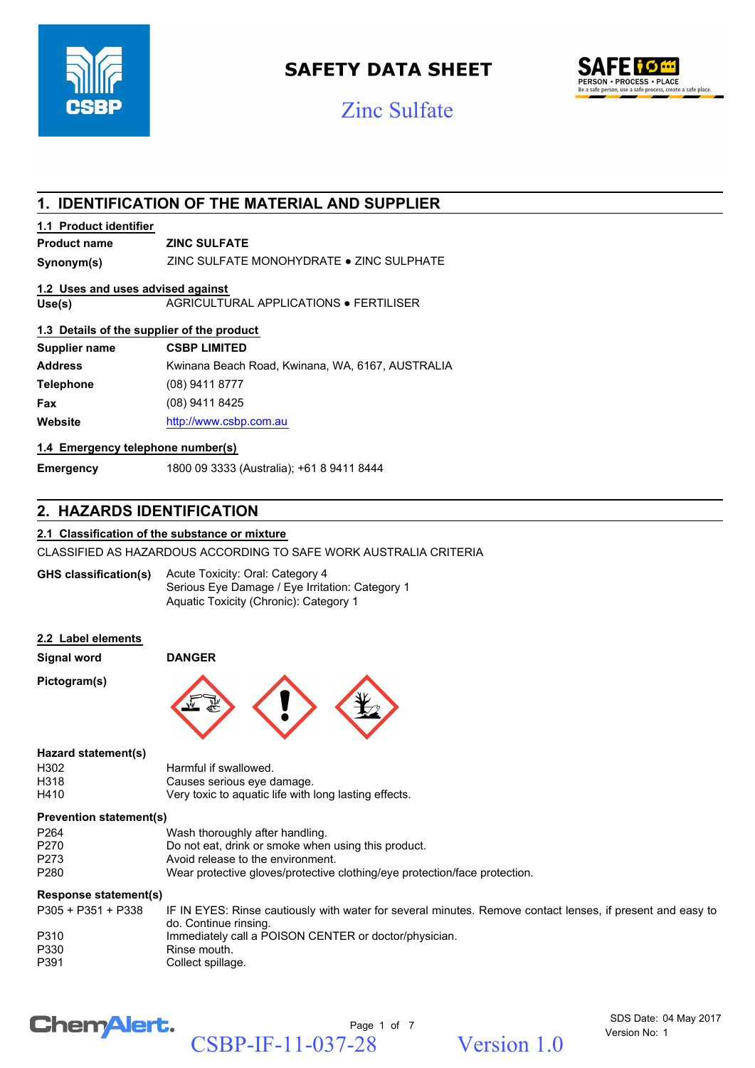# SAFETY DATA SHEET

## Zinc Sulfate

## 1. IDENTIFICATION OF THE MATERIAL AND SUPPLIER

### 1.1 Product identifier

| | |
|---|---|
| **Product name** | **ZINC SULFATE** |
| **Synonym(s)** | ZINC SULFATE MONOHYDRATE ● ZINC SULPHATE |

### 1.2 Uses and uses advised against

| | |
|---|---|
| **Use(s)** | AGRICULTURAL APPLICATIONS ● FERTILISER |

### 1.3 Details of the supplier of the product

| | |
|---|---|
| **Supplier name** | **CSBP LIMITED** |
| **Address** | Kwinana Beach Road, Kwinana, WA, 6167, AUSTRALIA |
| **Telephone** | (08) 9411 8777 |
| **Fax** | (08) 9411 8425 |
| **Website** | http://www.csbp.com.au |

### 1.4 Emergency telephone number(s)

| | |
|---|---|
| **Emergency** | 1800 09 3333 (Australia); +61 8 9411 8444 |

## 2. HAZARDS IDENTIFICATION

### 2.1 Classification of the substance or mixture

CLASSIFIED AS HAZARDOUS ACCORDING TO SAFE WORK AUSTRALIA CRITERIA

**GHS classification(s)**
Acute Toxicity: Oral: Category 4
Serious Eye Damage / Eye Irritation: Category 1
Aquatic Toxicity (Chronic): Category 1

### 2.2 Label elements

| | |
|---|---|
| **Signal word** | **DANGER** |
| **Pictogram(s)** | |

**Hazard statement(s)**

| | |
|---|---|
| H302 | Harmful if swallowed. |
| H318 | Causes serious eye damage. |
| H410 | Very toxic to aquatic life with long lasting effects. |

**Prevention statement(s)**

| | |
|---|---|
| P264 | Wash thoroughly after handling. |
| P270 | Do not eat, drink or smoke when using this product. |
| P273 | Avoid release to the environment. |
| P280 | Wear protective gloves/protective clothing/eye protection/face protection. |

**Response statement(s)**

| | |
|---|---|
| P305 + P351 + P338 | IF IN EYES: Rinse cautiously with water for several minutes. Remove contact lenses, if present and easy to do. Continue rinsing. |
| P310 | Immediately call a POISON CENTER or doctor/physician. |
| P330 | Rinse mouth. |
| P391 | Collect spillage. |

SDS Date: 04 May 2017
Version No: 1

CSBP-IF-11-037-28 Version 1.0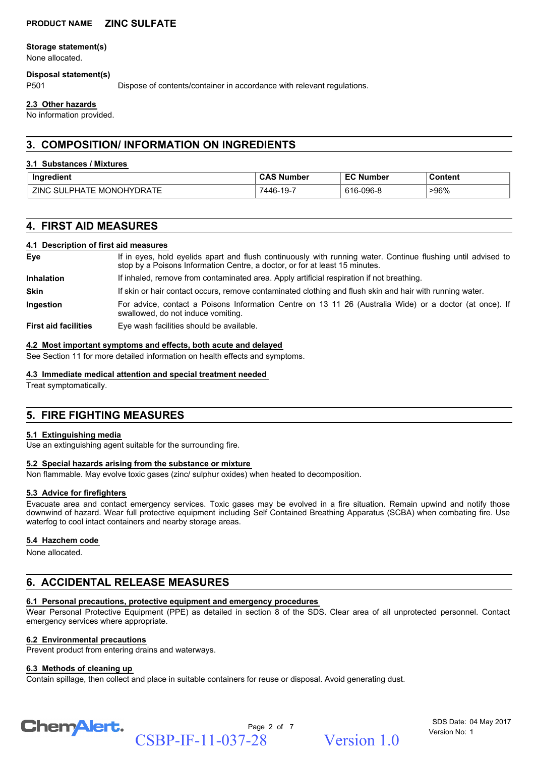**PRODUCT NAME** **ZINC SULFATE**

**Storage statement(s)**

None allocated.

**Disposal statement(s)**

P501 Dispose of contents/container in accordance with relevant regulations.

### 2.3 Other hazards

No information provided.

## 3. COMPOSITION/ INFORMATION ON INGREDIENTS

### 3.1 Substances / Mixtures

| Ingredient | CAS Number | EC Number | Content |
| --- | --- | --- | --- |
| ZINC SULPHATE MONOHYDRATE | 7446-19-7 | 616-096-8 | >96% |

## 4. FIRST AID MEASURES

### 4.1 Description of first aid measures

**Eye** If in eyes, hold eyelids apart and flush continuously with running water. Continue flushing until advised to stop by a Poisons Information Centre, a doctor, or for at least 15 minutes.

**Inhalation** If inhaled, remove from contaminated area. Apply artificial respiration if not breathing.

**Skin** If skin or hair contact occurs, remove contaminated clothing and flush skin and hair with running water.

**Ingestion** For advice, contact a Poisons Information Centre on 13 11 26 (Australia Wide) or a doctor (at once). If swallowed, do not induce vomiting.

**First aid facilities** Eye wash facilities should be available.

### 4.2 Most important symptoms and effects, both acute and delayed

See Section 11 for more detailed information on health effects and symptoms.

### 4.3 Immediate medical attention and special treatment needed

Treat symptomatically.

## 5. FIRE FIGHTING MEASURES

### 5.1 Extinguishing media

Use an extinguishing agent suitable for the surrounding fire.

### 5.2 Special hazards arising from the substance or mixture

Non flammable. May evolve toxic gases (zinc/ sulphur oxides) when heated to decomposition.

### 5.3 Advice for firefighters

Evacuate area and contact emergency services. Toxic gases may be evolved in a fire situation. Remain upwind and notify those downwind of hazard. Wear full protective equipment including Self Contained Breathing Apparatus (SCBA) when combating fire. Use waterfog to cool intact containers and nearby storage areas.

### 5.4 Hazchem code

None allocated.

## 6. ACCIDENTAL RELEASE MEASURES

### 6.1 Personal precautions, protective equipment and emergency procedures

Wear Personal Protective Equipment (PPE) as detailed in section 8 of the SDS. Clear area of all unprotected personnel. Contact emergency services where appropriate.

### 6.2 Environmental precautions

Prevent product from entering drains and waterways.

### 6.3 Methods of cleaning up

Contain spillage, then collect and place in suitable containers for reuse or disposal. Avoid generating dust.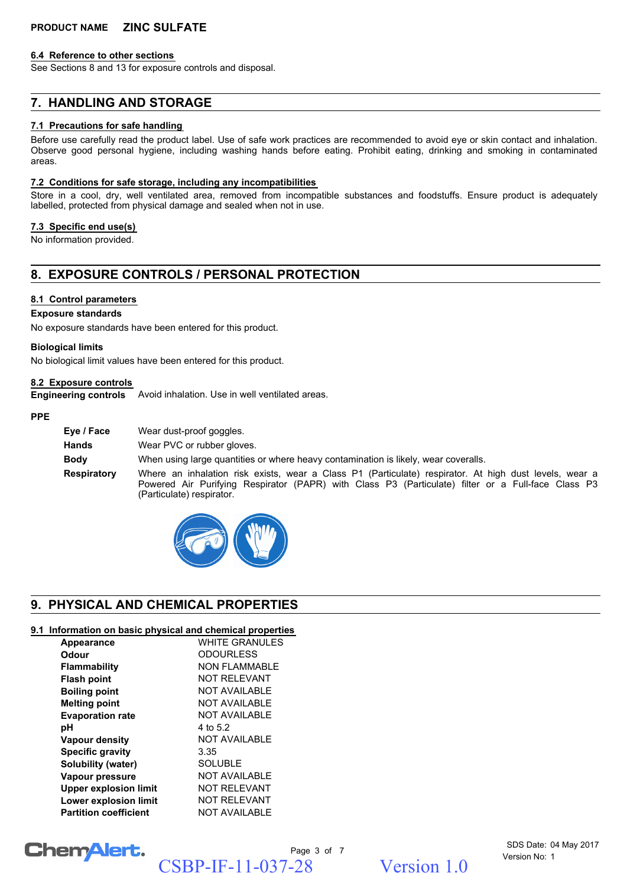## 6.4 Reference to other sections

See Sections 8 and 13 for exposure controls and disposal.

# 7. HANDLING AND STORAGE

## 7.1 Precautions for safe handling

Before use carefully read the product label. Use of safe work practices are recommended to avoid eye or skin contact and inhalation. Observe good personal hygiene, including washing hands before eating. Prohibit eating, drinking and smoking in contaminated areas.

## 7.2 Conditions for safe storage, including any incompatibilities

Store in a cool, dry, well ventilated area, removed from incompatible substances and foodstuffs. Ensure product is adequately labelled, protected from physical damage and sealed when not in use.

## 7.3 Specific end use(s)

No information provided.

# 8. EXPOSURE CONTROLS / PERSONAL PROTECTION

## 8.1 Control parameters

**Exposure standards**

No exposure standards have been entered for this product.

**Biological limits**

No biological limit values have been entered for this product.

## 8.2 Exposure controls

**Engineering controls** Avoid inhalation. Use in well ventilated areas.

**PPE**

| | |
|---|---|
| **Eye / Face** | Wear dust-proof goggles. |
| **Hands** | Wear PVC or rubber gloves. |
| **Body** | When using large quantities or where heavy contamination is likely, wear coveralls. |
| **Respiratory** | Where an inhalation risk exists, wear a Class P1 (Particulate) respirator. At high dust levels, wear a Powered Air Purifying Respirator (PAPR) with Class P3 (Particulate) filter or a Full-face Class P3 (Particulate) respirator. |

# 9. PHYSICAL AND CHEMICAL PROPERTIES

## 9.1 Information on basic physical and chemical properties

| | |
|---|---|
| **Appearance** | WHITE GRANULES |
| **Odour** | ODOURLESS |
| **Flammability** | NON FLAMMABLE |
| **Flash point** | NOT RELEVANT |
| **Boiling point** | NOT AVAILABLE |
| **Melting point** | NOT AVAILABLE |
| **Evaporation rate** | NOT AVAILABLE |
| **pH** | 4 to 5.2 |
| **Vapour density** | NOT AVAILABLE |
| **Specific gravity** | 3.35 |
| **Solubility (water)** | SOLUBLE |
| **Vapour pressure** | NOT AVAILABLE |
| **Upper explosion limit** | NOT RELEVANT |
| **Lower explosion limit** | NOT RELEVANT |
| **Partition coefficient** | NOT AVAILABLE |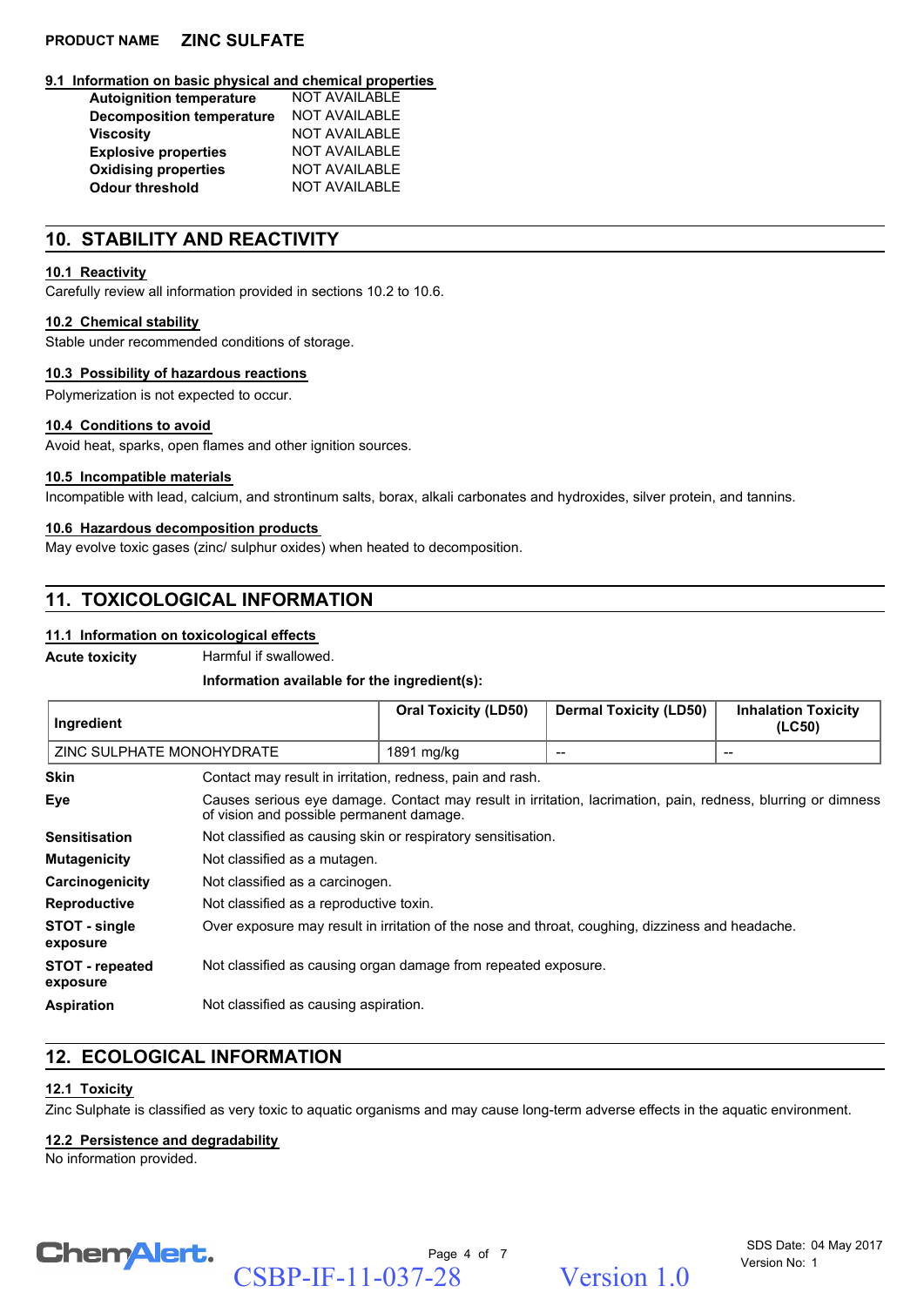## 9.1 Information on basic physical and chemical properties

| | |
|---|---|
| **Autoignition temperature** | NOT AVAILABLE |
| **Decomposition temperature** | NOT AVAILABLE |
| **Viscosity** | NOT AVAILABLE |
| **Explosive properties** | NOT AVAILABLE |
| **Oxidising properties** | NOT AVAILABLE |
| **Odour threshold** | NOT AVAILABLE |

## 10. STABILITY AND REACTIVITY

### 10.1 Reactivity

Carefully review all information provided in sections 10.2 to 10.6.

### 10.2 Chemical stability

Stable under recommended conditions of storage.

### 10.3 Possibility of hazardous reactions

Polymerization is not expected to occur.

### 10.4 Conditions to avoid

Avoid heat, sparks, open flames and other ignition sources.

### 10.5 Incompatible materials

Incompatible with lead, calcium, and strontinum salts, borax, alkali carbonates and hydroxides, silver protein, and tannins.

### 10.6 Hazardous decomposition products

May evolve toxic gases (zinc/ sulphur oxides) when heated to decomposition.

## 11. TOXICOLOGICAL INFORMATION

### 11.1 Information on toxicological effects

**Acute toxicity** Harmful if swallowed.

**Information available for the ingredient(s):**

| Ingredient | Oral Toxicity (LD50) | Dermal Toxicity (LD50) | Inhalation Toxicity (LC50) |
|---|---|---|---|
| ZINC SULPHATE MONOHYDRATE | 1891 mg/kg | -- | -- |

**Skin** Contact may result in irritation, redness, pain and rash.

**Eye** Causes serious eye damage. Contact may result in irritation, lacrimation, pain, redness, blurring or dimness of vision and possible permanent damage.

**Sensitisation** Not classified as causing skin or respiratory sensitisation.

**Mutagenicity** Not classified as a mutagen.

**Carcinogenicity** Not classified as a carcinogen.

**Reproductive** Not classified as a reproductive toxin.

**STOT - single exposure** Over exposure may result in irritation of the nose and throat, coughing, dizziness and headache.

**STOT - repeated exposure** Not classified as causing organ damage from repeated exposure.

**Aspiration** Not classified as causing aspiration.

## 12. ECOLOGICAL INFORMATION

### 12.1 Toxicity

Zinc Sulphate is classified as very toxic to aquatic organisms and may cause long-term adverse effects in the aquatic environment.

### 12.2 Persistence and degradability

No information provided.

CSBP-IF-11-037-28 Version 1.0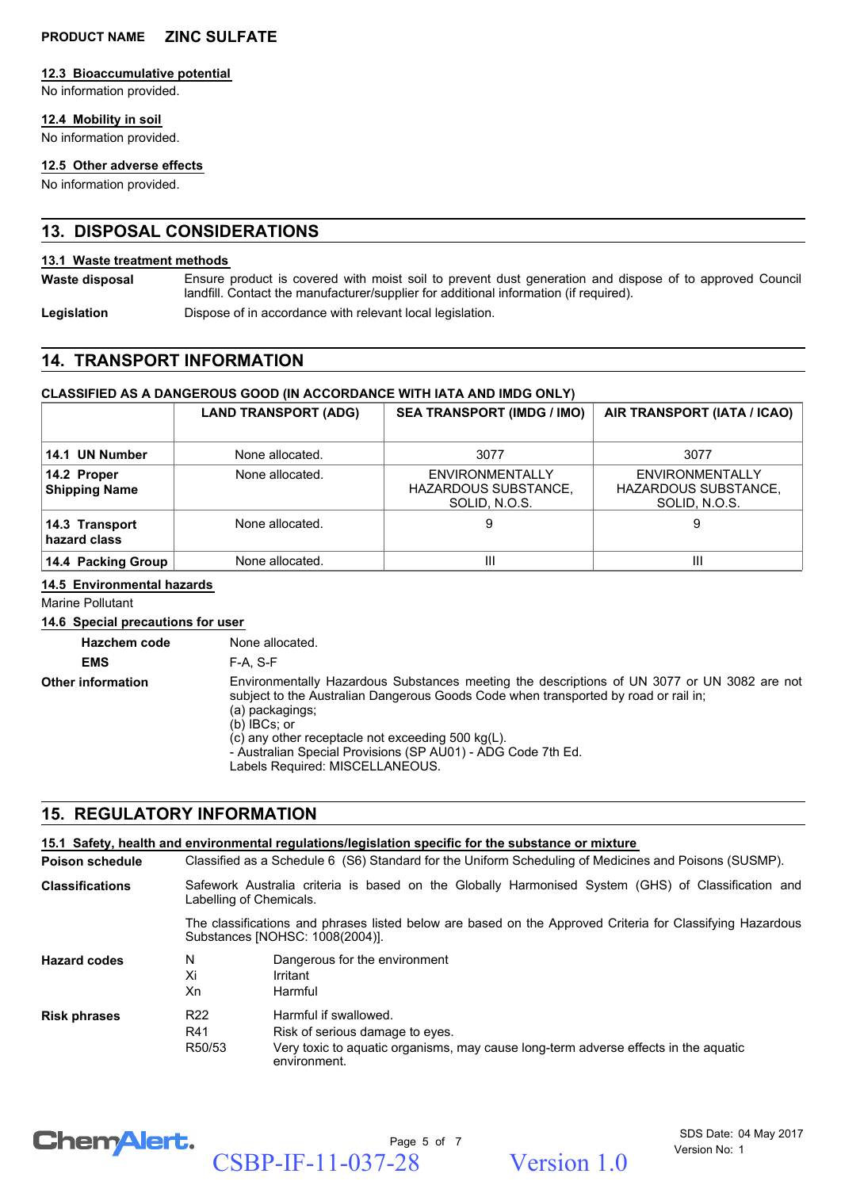### 12.3 Bioaccumulative potential

No information provided.

### 12.4 Mobility in soil

No information provided.

### 12.5 Other adverse effects

No information provided.

## 13. DISPOSAL CONSIDERATIONS

### 13.1 Waste treatment methods

**Waste disposal** Ensure product is covered with moist soil to prevent dust generation and dispose of to approved Council landfill. Contact the manufacturer/supplier for additional information (if required).

**Legislation** Dispose of in accordance with relevant local legislation.

## 14. TRANSPORT INFORMATION

**CLASSIFIED AS A DANGEROUS GOOD (IN ACCORDANCE WITH IATA AND IMDG ONLY)**

| | LAND TRANSPORT (ADG) | SEA TRANSPORT (IMDG / IMO) | AIR TRANSPORT (IATA / ICAO) |
|---|---|---|---|
| **14.1 UN Number** | None allocated. | 3077 | 3077 |
| **14.2 Proper Shipping Name** | None allocated. | ENVIRONMENTALLY HAZARDOUS SUBSTANCE, SOLID, N.O.S. | ENVIRONMENTALLY HAZARDOUS SUBSTANCE, SOLID, N.O.S. |
| **14.3 Transport hazard class** | None allocated. | 9 | 9 |
| **14.4 Packing Group** | None allocated. | III | III |

### 14.5 Environmental hazards

Marine Pollutant

### 14.6 Special precautions for user

**Hazchem code** None allocated.

**EMS** F-A, S-F

**Other information** Environmentally Hazardous Substances meeting the descriptions of UN 3077 or UN 3082 are not subject to the Australian Dangerous Goods Code when transported by road or rail in;
(a) packagings;
(b) IBCs; or
(c) any other receptacle not exceeding 500 kg(L).
- Australian Special Provisions (SP AU01) - ADG Code 7th Ed.
Labels Required: MISCELLANEOUS.

## 15. REGULATORY INFORMATION

### 15.1 Safety, health and environmental regulations/legislation specific for the substance or mixture

**Poison schedule** Classified as a Schedule 6 (S6) Standard for the Uniform Scheduling of Medicines and Poisons (SUSMP).

**Classifications** Safework Australia criteria is based on the Globally Harmonised System (GHS) of Classification and Labelling of Chemicals.

The classifications and phrases listed below are based on the Approved Criteria for Classifying Hazardous Substances [NOHSC: 1008(2004)].

**Hazard codes**

| | |
|---|---|
| N | Dangerous for the environment |
| Xi | Irritant |
| Xn | Harmful |

**Risk phrases**

| | |
|---|---|
| R22 | Harmful if swallowed. |
| R41 | Risk of serious damage to eyes. |
| R50/53 | Very toxic to aquatic organisms, may cause long-term adverse effects in the aquatic environment. |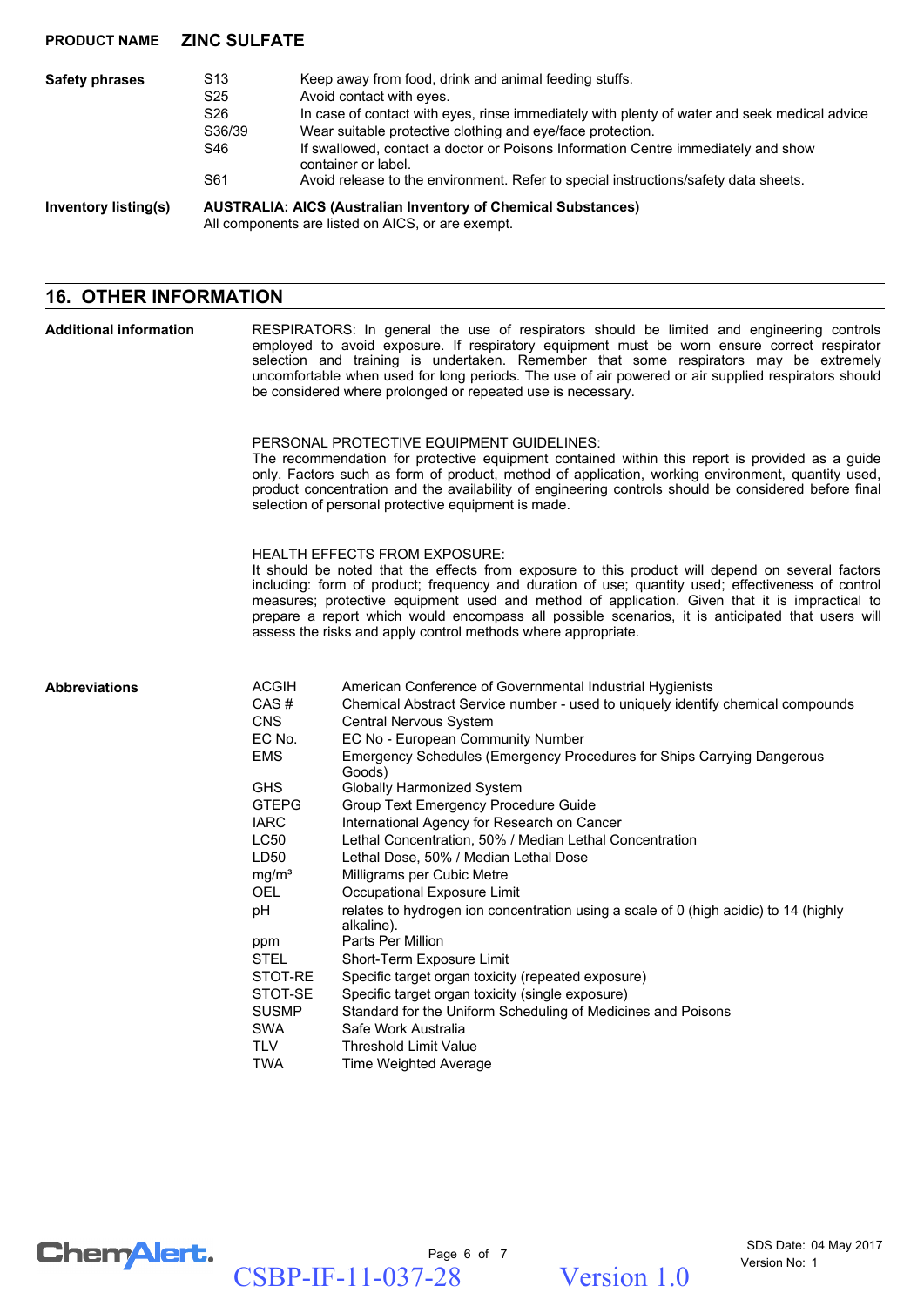**PRODUCT NAME** **ZINC SULFATE**

| | | |
|---|---|---|
| **Safety phrases** | S13 | Keep away from food, drink and animal feeding stuffs. |
| | S25 | Avoid contact with eyes. |
| | S26 | In case of contact with eyes, rinse immediately with plenty of water and seek medical advice |
| | S36/39 | Wear suitable protective clothing and eye/face protection. |
| | S46 | If swallowed, contact a doctor or Poisons Information Centre immediately and show container or label. |
| | S61 | Avoid release to the environment. Refer to special instructions/safety data sheets. |

**Inventory listing(s)** **AUSTRALIA: AICS (Australian Inventory of Chemical Substances)**
All components are listed on AICS, or are exempt.

## 16. OTHER INFORMATION

**Additional information**

RESPIRATORS: In general the use of respirators should be limited and engineering controls employed to avoid exposure. If respiratory equipment must be worn ensure correct respirator selection and training is undertaken. Remember that some respirators may be extremely uncomfortable when used for long periods. The use of air powered or air supplied respirators should be considered where prolonged or repeated use is necessary.

PERSONAL PROTECTIVE EQUIPMENT GUIDELINES:
The recommendation for protective equipment contained within this report is provided as a guide only. Factors such as form of product, method of application, working environment, quantity used, product concentration and the availability of engineering controls should be considered before final selection of personal protective equipment is made.

HEALTH EFFECTS FROM EXPOSURE:
It should be noted that the effects from exposure to this product will depend on several factors including: form of product; frequency and duration of use; quantity used; effectiveness of control measures; protective equipment used and method of application. Given that it is impractical to prepare a report which would encompass all possible scenarios, it is anticipated that users will assess the risks and apply control methods where appropriate.

**Abbreviations**

| | |
|---|---|
| ACGIH | American Conference of Governmental Industrial Hygienists |
| CAS # | Chemical Abstract Service number - used to uniquely identify chemical compounds |
| CNS | Central Nervous System |
| EC No. | EC No - European Community Number |
| EMS | Emergency Schedules (Emergency Procedures for Ships Carrying Dangerous Goods) |
| GHS | Globally Harmonized System |
| GTEPG | Group Text Emergency Procedure Guide |
| IARC | International Agency for Research on Cancer |
| LC50 | Lethal Concentration, 50% / Median Lethal Concentration |
| LD50 | Lethal Dose, 50% / Median Lethal Dose |
| $mg/m^3$ | Milligrams per Cubic Metre |
| OEL | Occupational Exposure Limit |
| pH | relates to hydrogen ion concentration using a scale of 0 (high acidic) to 14 (highly alkaline). |
| ppm | Parts Per Million |
| STEL | Short-Term Exposure Limit |
| STOT-RE | Specific target organ toxicity (repeated exposure) |
| STOT-SE | Specific target organ toxicity (single exposure) |
| SUSMP | Standard for the Uniform Scheduling of Medicines and Poisons |
| SWA | Safe Work Australia |
| TLV | Threshold Limit Value |
| TWA | Time Weighted Average |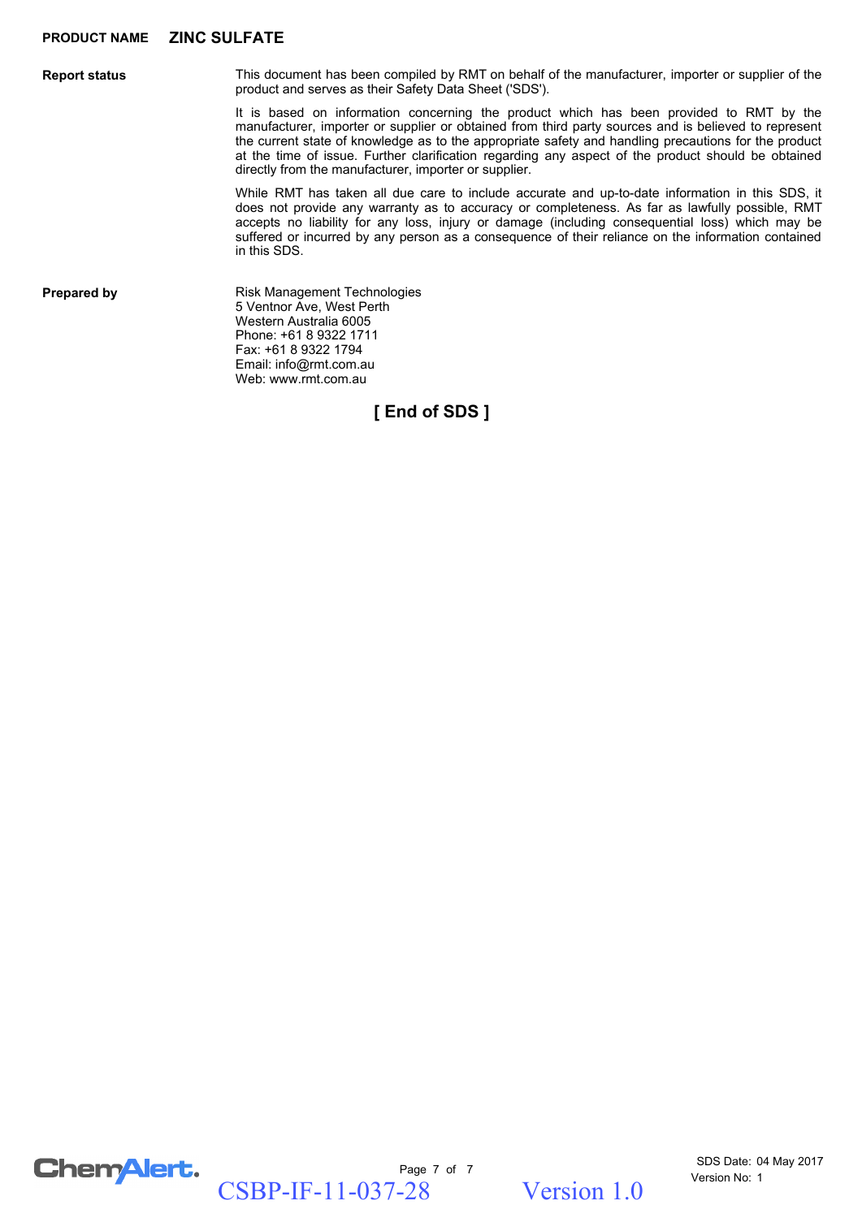**PRODUCT NAME** **ZINC SULFATE**

**Report status**

This document has been compiled by RMT on behalf of the manufacturer, importer or supplier of the product and serves as their Safety Data Sheet ('SDS').

It is based on information concerning the product which has been provided to RMT by the manufacturer, importer or supplier or obtained from third party sources and is believed to represent the current state of knowledge as to the appropriate safety and handling precautions for the product at the time of issue. Further clarification regarding any aspect of the product should be obtained directly from the manufacturer, importer or supplier.

While RMT has taken all due care to include accurate and up-to-date information in this SDS, it does not provide any warranty as to accuracy or completeness. As far as lawfully possible, RMT accepts no liability for any loss, injury or damage (including consequential loss) which may be suffered or incurred by any person as a consequence of their reliance on the information contained in this SDS.

**Prepared by**

Risk Management Technologies
5 Ventnor Ave, West Perth
Western Australia 6005
Phone: +61 8 9322 1711
Fax: +61 8 9322 1794
Email: info@rmt.com.au
Web: www.rmt.com.au

**[ End of SDS ]**

CSBP-IF-11-037-28 Version 1.0

SDS Date: 04 May 2017
Version No: 1